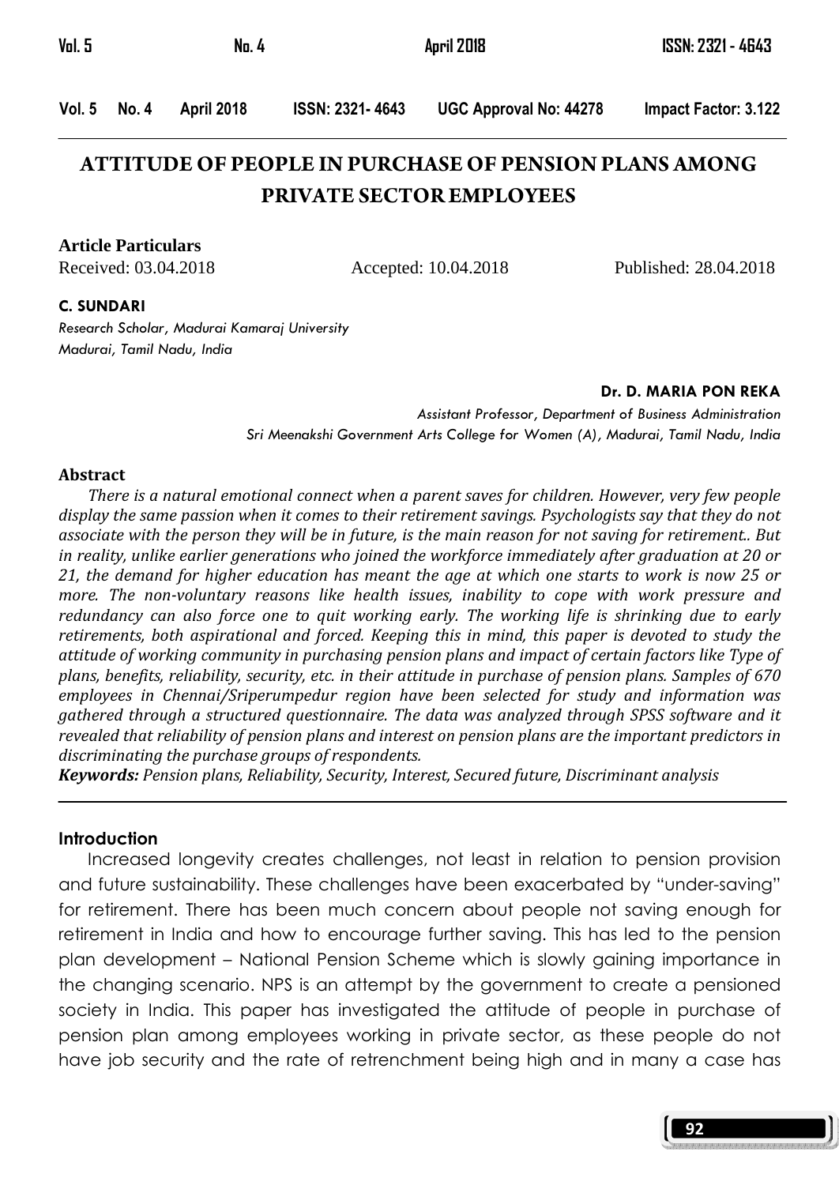# ATTITUDE OF PEOPLE IN PURCHASE OF PENSION PLANS AMONG PRIVATE SECTOR EMPLOYEES

**Article Particulars**

Received: 03.04.2018 Accepted: 10.04.2018 Published: 28.04.2018

**C. SUNDARI**

*Research Scholar, Madurai Kamaraj University*
*Madurai, Tamil Nadu, India*

**Dr. D. MARIA PON REKA**

*Assistant Professor, Department of Business Administration*
*Sri Meenakshi Government Arts College for Women (A), Madurai, Tamil Nadu, India*

## Abstract

*There is a natural emotional connect when a parent saves for children. However, very few people display the same passion when it comes to their retirement savings. Psychologists say that they do not associate with the person they will be in future, is the main reason for not saving for retirement.. But in reality, unlike earlier generations who joined the workforce immediately after graduation at 20 or 21, the demand for higher education has meant the age at which one starts to work is now 25 or more. The non-voluntary reasons like health issues, inability to cope with work pressure and redundancy can also force one to quit working early. The working life is shrinking due to early retirements, both aspirational and forced. Keeping this in mind, this paper is devoted to study the attitude of working community in purchasing pension plans and impact of certain factors like Type of plans, benefits, reliability, security, etc. in their attitude in purchase of pension plans. Samples of 670 employees in Chennai/Sriperumpedur region have been selected for study and information was gathered through a structured questionnaire. The data was analyzed through SPSS software and it revealed that reliability of pension plans and interest on pension plans are the important predictors in discriminating the purchase groups of respondents.*

***Keywords:*** *Pension plans, Reliability, Security, Interest, Secured future, Discriminant analysis*

## Introduction

Increased longevity creates challenges, not least in relation to pension provision and future sustainability. These challenges have been exacerbated by "under-saving" for retirement. There has been much concern about people not saving enough for retirement in India and how to encourage further saving. This has led to the pension plan development – National Pension Scheme which is slowly gaining importance in the changing scenario. NPS is an attempt by the government to create a pensioned society in India. This paper has investigated the attitude of people in purchase of pension plan among employees working in private sector, as these people do not have job security and the rate of retrenchment being high and in many a case has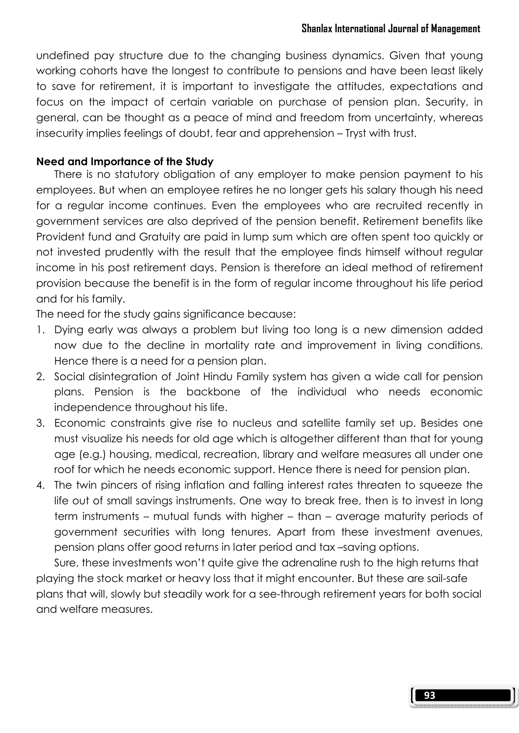undefined pay structure due to the changing business dynamics. Given that young working cohorts have the longest to contribute to pensions and have been least likely to save for retirement, it is important to investigate the attitudes, expectations and focus on the impact of certain variable on purchase of pension plan. Security, in general, can be thought as a peace of mind and freedom from uncertainty, whereas insecurity implies feelings of doubt, fear and apprehension – Tryst with trust.

**Need and Importance of the Study**

There is no statutory obligation of any employer to make pension payment to his employees. But when an employee retires he no longer gets his salary though his need for a regular income continues. Even the employees who are recruited recently in government services are also deprived of the pension benefit. Retirement benefits like Provident fund and Gratuity are paid in lump sum which are often spent too quickly or not invested prudently with the result that the employee finds himself without regular income in his post retirement days. Pension is therefore an ideal method of retirement provision because the benefit is in the form of regular income throughout his life period and for his family.

The need for the study gains significance because:

1. Dying early was always a problem but living too long is a new dimension added now due to the decline in mortality rate and improvement in living conditions. Hence there is a need for a pension plan.
2. Social disintegration of Joint Hindu Family system has given a wide call for pension plans. Pension is the backbone of the individual who needs economic independence throughout his life.
3. Economic constraints give rise to nucleus and satellite family set up. Besides one must visualize his needs for old age which is altogether different than that for young age (e.g.) housing, medical, recreation, library and welfare measures all under one roof for which he needs economic support. Hence there is need for pension plan.
4. The twin pincers of rising inflation and falling interest rates threaten to squeeze the life out of small savings instruments. One way to break free, then is to invest in long term instruments – mutual funds with higher – than – average maturity periods of government securities with long tenures. Apart from these investment avenues, pension plans offer good returns in later period and tax –saving options.

Sure, these investments won't quite give the adrenaline rush to the high returns that playing the stock market or heavy loss that it might encounter. But these are sail-safe plans that will, slowly but steadily work for a see-through retirement years for both social and welfare measures.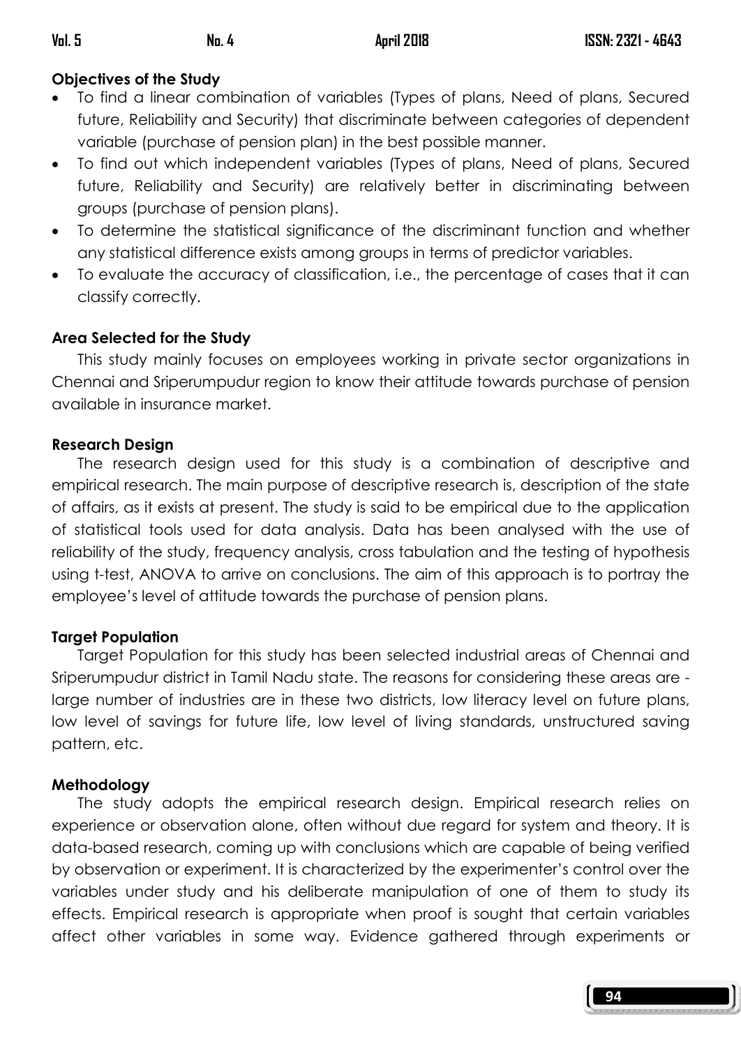### Objectives of the Study

- To find a linear combination of variables (Types of plans, Need of plans, Secured future, Reliability and Security) that discriminate between categories of dependent variable (purchase of pension plan) in the best possible manner.
- To find out which independent variables (Types of plans, Need of plans, Secured future, Reliability and Security) are relatively better in discriminating between groups (purchase of pension plans).
- To determine the statistical significance of the discriminant function and whether any statistical difference exists among groups in terms of predictor variables.
- To evaluate the accuracy of classification, i.e., the percentage of cases that it can classify correctly.

### Area Selected for the Study

This study mainly focuses on employees working in private sector organizations in Chennai and Sriperumpudur region to know their attitude towards purchase of pension available in insurance market.

### Research Design

The research design used for this study is a combination of descriptive and empirical research. The main purpose of descriptive research is, description of the state of affairs, as it exists at present. The study is said to be empirical due to the application of statistical tools used for data analysis. Data has been analysed with the use of reliability of the study, frequency analysis, cross tabulation and the testing of hypothesis using t-test, ANOVA to arrive on conclusions. The aim of this approach is to portray the employee's level of attitude towards the purchase of pension plans.

### Target Population

Target Population for this study has been selected industrial areas of Chennai and Sriperumpudur district in Tamil Nadu state. The reasons for considering these areas are - large number of industries are in these two districts, low literacy level on future plans, low level of savings for future life, low level of living standards, unstructured saving pattern, etc.

### Methodology

The study adopts the empirical research design. Empirical research relies on experience or observation alone, often without due regard for system and theory. It is data-based research, coming up with conclusions which are capable of being verified by observation or experiment. It is characterized by the experimenter's control over the variables under study and his deliberate manipulation of one of them to study its effects. Empirical research is appropriate when proof is sought that certain variables affect other variables in some way. Evidence gathered through experiments or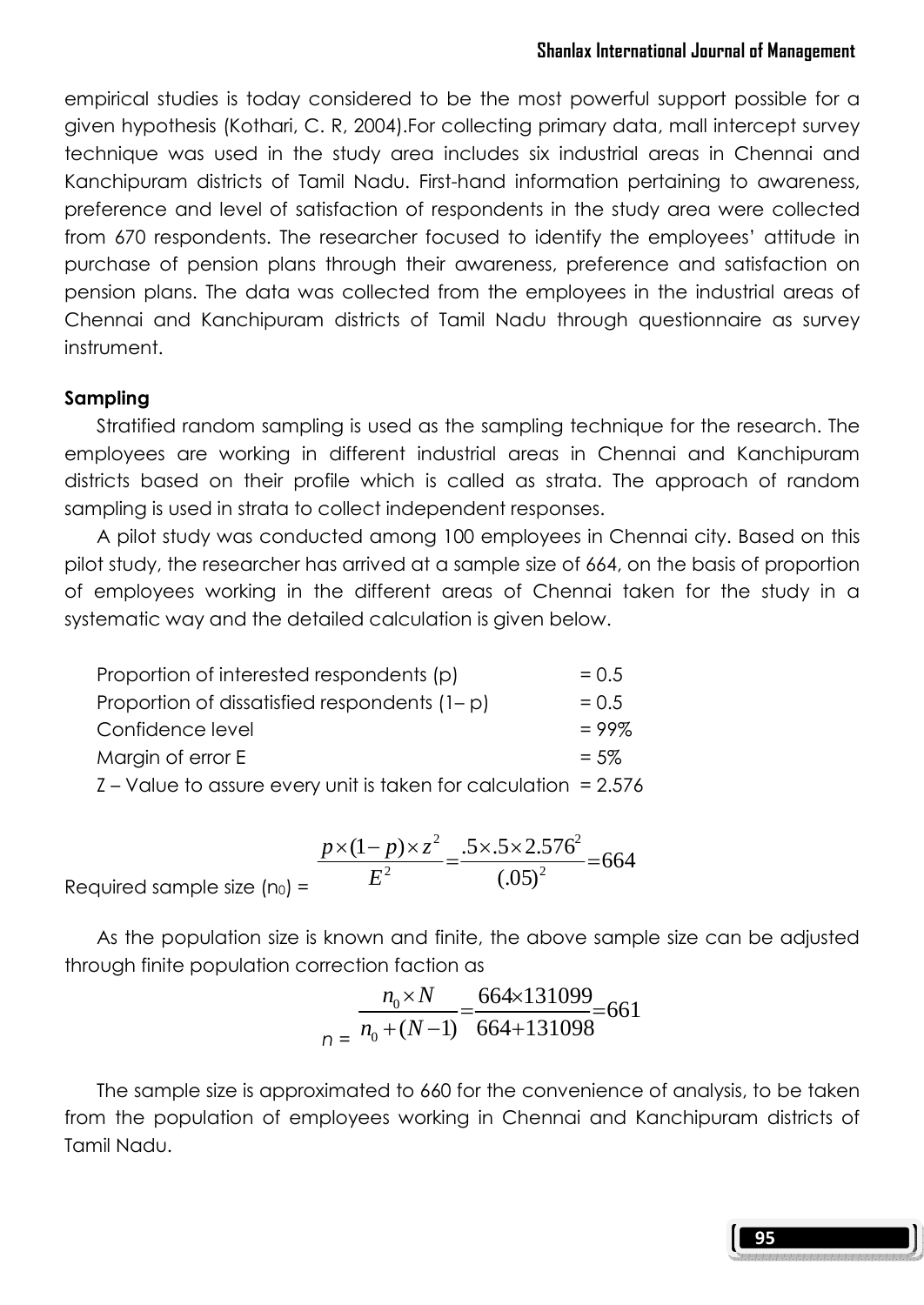empirical studies is today considered to be the most powerful support possible for a given hypothesis (Kothari, C. R, 2004).For collecting primary data, mall intercept survey technique was used in the study area includes six industrial areas in Chennai and Kanchipuram districts of Tamil Nadu. First-hand information pertaining to awareness, preference and level of satisfaction of respondents in the study area were collected from 670 respondents. The researcher focused to identify the employees' attitude in purchase of pension plans through their awareness, preference and satisfaction on pension plans. The data was collected from the employees in the industrial areas of Chennai and Kanchipuram districts of Tamil Nadu through questionnaire as survey instrument.

**Sampling**

Stratified random sampling is used as the sampling technique for the research. The employees are working in different industrial areas in Chennai and Kanchipuram districts based on their profile which is called as strata. The approach of random sampling is used in strata to collect independent responses.

A pilot study was conducted among 100 employees in Chennai city. Based on this pilot study, the researcher has arrived at a sample size of 664, on the basis of proportion of employees working in the different areas of Chennai taken for the study in a systematic way and the detailed calculation is given below.

Proportion of interested respondents (p) = 0.5
Proportion of dissatisfied respondents (1– p) = 0.5
Confidence level = 99%
Margin of error E = 5%
Z – Value to assure every unit is taken for calculation = 2.576

Required sample size ($n_0$) = $$\frac{p \times (1-p) \times z^2}{E^2} = \frac{.5 \times .5 \times 2.576^2}{(.05)^2} = 664$$

As the population size is known and finite, the above sample size can be adjusted through finite population correction faction as

$$n = \frac{n_0 \times N}{n_0 + (N-1)} = \frac{664 \times 131099}{664 + 131098} = 661$$

The sample size is approximated to 660 for the convenience of analysis, to be taken from the population of employees working in Chennai and Kanchipuram districts of Tamil Nadu.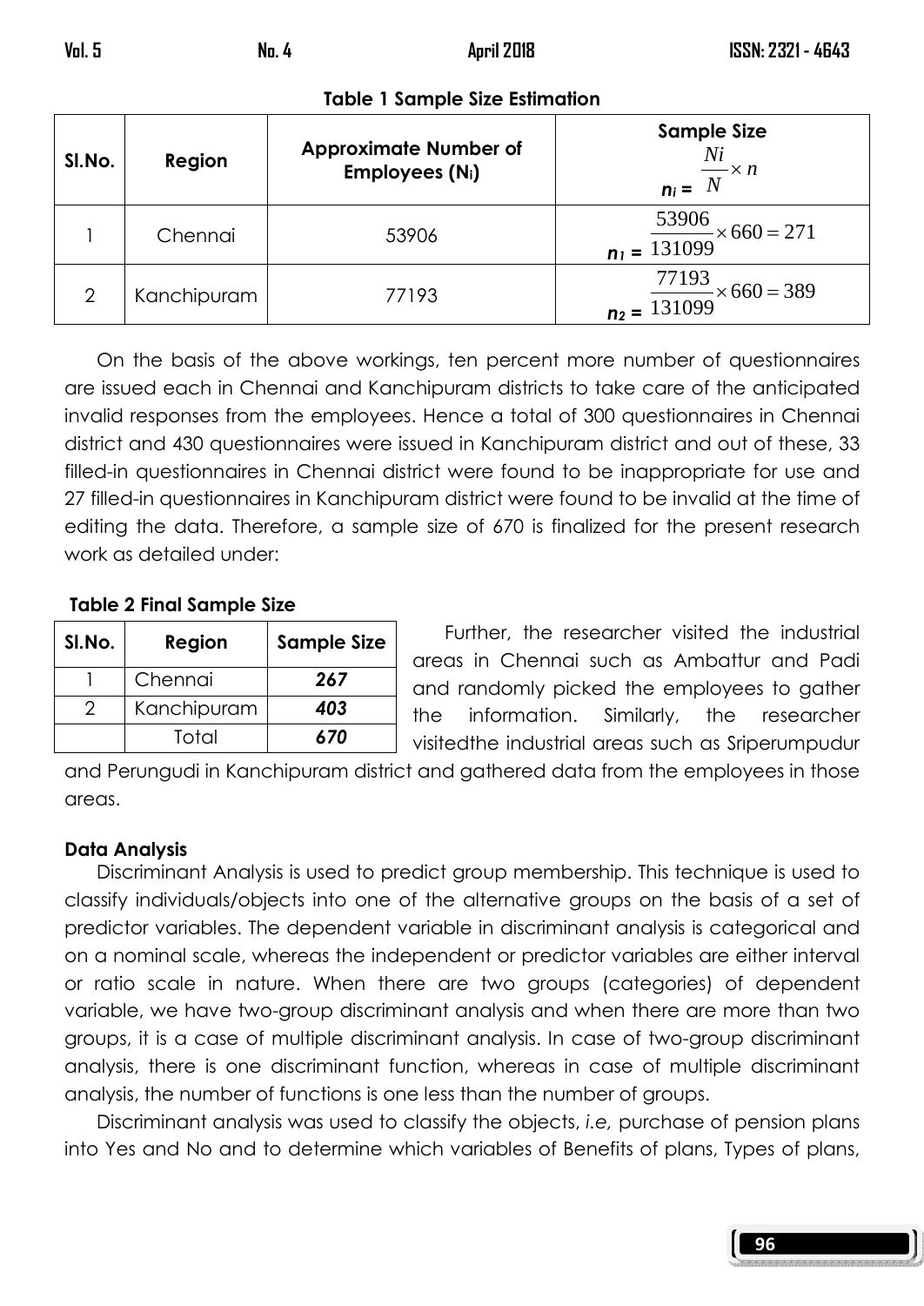**Table 1 Sample Size Estimation**

| Sl.No. | Region | Approximate Number of Employees ($N_i$) | Sample Size $n_i = \frac{Ni}{N} \times n$ |
|---|---|---|---|
| 1 | Chennai | 53906 | $n_1 = \frac{53906}{131099} \times 660 = 271$ |
| 2 | Kanchipuram | 77193 | $n_2 = \frac{77193}{131099} \times 660 = 389$ |

On the basis of the above workings, ten percent more number of questionnaires are issued each in Chennai and Kanchipuram districts to take care of the anticipated invalid responses from the employees. Hence a total of 300 questionnaires in Chennai district and 430 questionnaires were issued in Kanchipuram district and out of these, 33 filled-in questionnaires in Chennai district were found to be inappropriate for use and 27 filled-in questionnaires in Kanchipuram district were found to be invalid at the time of editing the data. Therefore, a sample size of 670 is finalized for the present research work as detailed under:

**Table 2 Final Sample Size**

| Sl.No. | Region | Sample Size |
|---|---|---|
| 1 | Chennai | ***267*** |
| 2 | Kanchipuram | ***403*** |
| | Total | ***670*** |

Further, the researcher visited the industrial areas in Chennai such as Ambattur and Padi and randomly picked the employees to gather the information. Similarly, the researcher visitedthe industrial areas such as Sriperumpudur and Perungudi in Kanchipuram district and gathered data from the employees in those areas.

**Data Analysis**

Discriminant Analysis is used to predict group membership. This technique is used to classify individuals/objects into one of the alternative groups on the basis of a set of predictor variables. The dependent variable in discriminant analysis is categorical and on a nominal scale, whereas the independent or predictor variables are either interval or ratio scale in nature. When there are two groups (categories) of dependent variable, we have two-group discriminant analysis and when there are more than two groups, it is a case of multiple discriminant analysis. In case of two-group discriminant analysis, there is one discriminant function, whereas in case of multiple discriminant analysis, the number of functions is one less than the number of groups.

Discriminant analysis was used to classify the objects, *i.e,* purchase of pension plans into Yes and No and to determine which variables of Benefits of plans, Types of plans,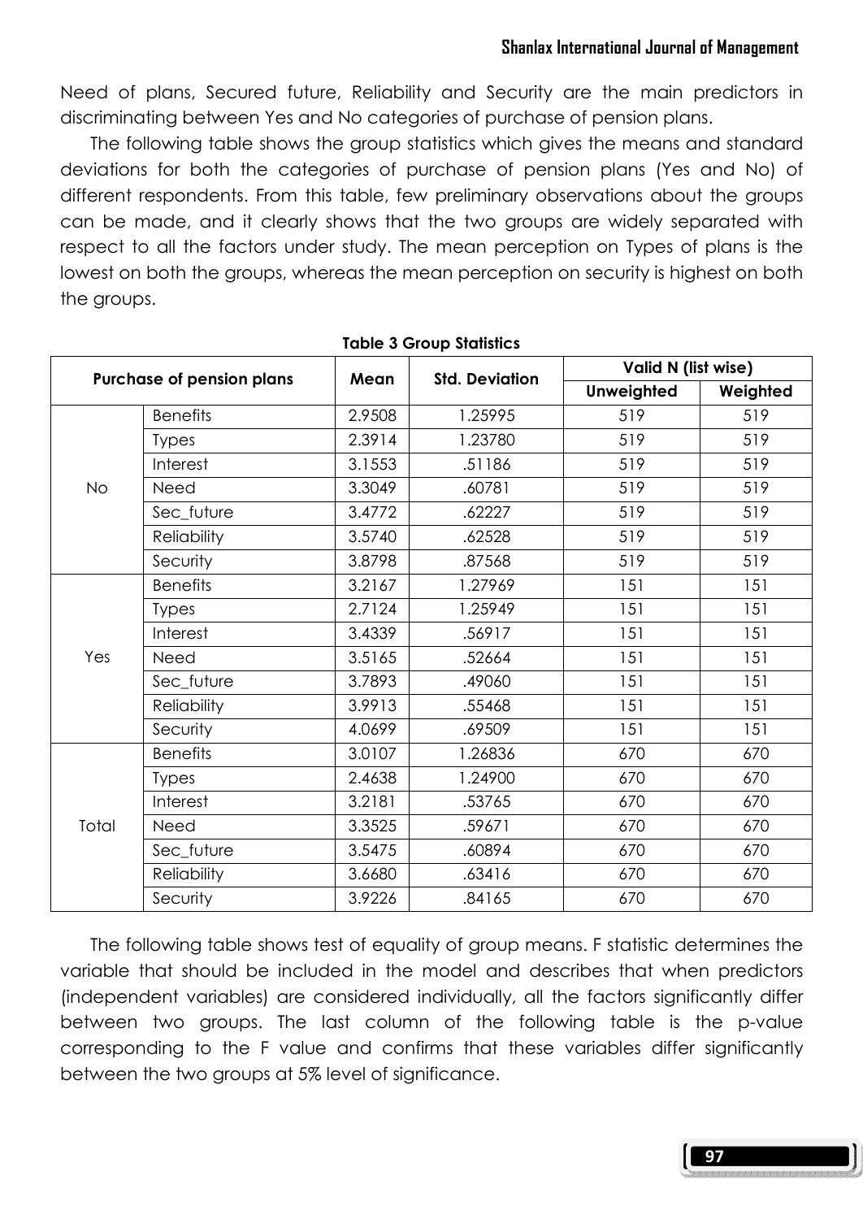Need of plans, Secured future, Reliability and Security are the main predictors in discriminating between Yes and No categories of purchase of pension plans.

The following table shows the group statistics which gives the means and standard deviations for both the categories of purchase of pension plans (Yes and No) of different respondents. From this table, few preliminary observations about the groups can be made, and it clearly shows that the two groups are widely separated with respect to all the factors under study. The mean perception on Types of plans is the lowest on both the groups, whereas the mean perception on security is highest on both the groups.

**Table 3 Group Statistics**

| Purchase of pension plans | | Mean | Std. Deviation | Valid N (list wise) | |
|---|---|---|---|---|---|
| | | | | Unweighted | Weighted |
| No | Benefits | 2.9508 | 1.25995 | 519 | 519 |
| | Types | 2.3914 | 1.23780 | 519 | 519 |
| | Interest | 3.1553 | .51186 | 519 | 519 |
| | Need | 3.3049 | .60781 | 519 | 519 |
| | Sec_future | 3.4772 | .62227 | 519 | 519 |
| | Reliability | 3.5740 | .62528 | 519 | 519 |
| | Security | 3.8798 | .87568 | 519 | 519 |
| Yes | Benefits | 3.2167 | 1.27969 | 151 | 151 |
| | Types | 2.7124 | 1.25949 | 151 | 151 |
| | Interest | 3.4339 | .56917 | 151 | 151 |
| | Need | 3.5165 | .52664 | 151 | 151 |
| | Sec_future | 3.7893 | .49060 | 151 | 151 |
| | Reliability | 3.9913 | .55468 | 151 | 151 |
| | Security | 4.0699 | .69509 | 151 | 151 |
| Total | Benefits | 3.0107 | 1.26836 | 670 | 670 |
| | Types | 2.4638 | 1.24900 | 670 | 670 |
| | Interest | 3.2181 | .53765 | 670 | 670 |
| | Need | 3.3525 | .59671 | 670 | 670 |
| | Sec_future | 3.5475 | .60894 | 670 | 670 |
| | Reliability | 3.6680 | .63416 | 670 | 670 |
| | Security | 3.9226 | .84165 | 670 | 670 |

The following table shows test of equality of group means. F statistic determines the variable that should be included in the model and describes that when predictors (independent variables) are considered individually, all the factors significantly differ between two groups. The last column of the following table is the p-value corresponding to the F value and confirms that these variables differ significantly between the two groups at 5% level of significance.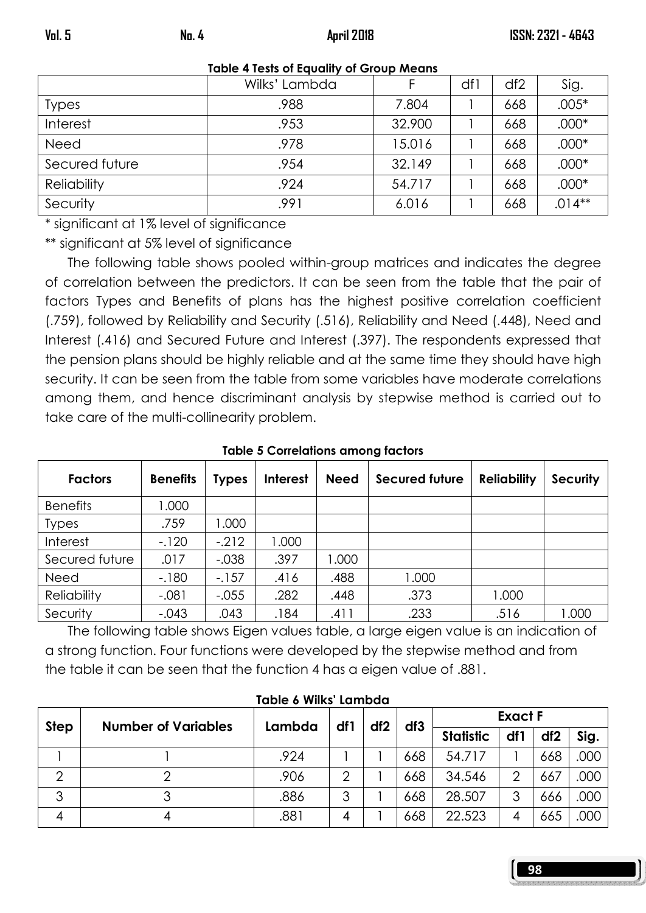**Table 4 Tests of Equality of Group Means**

| | Wilks' Lambda | F | df1 | df2 | Sig. |
|---|---|---|---|---|---|
| Types | .988 | 7.804 | 1 | 668 | .005* |
| Interest | .953 | 32.900 | 1 | 668 | .000* |
| Need | .978 | 15.016 | 1 | 668 | .000* |
| Secured future | .954 | 32.149 | 1 | 668 | .000* |
| Reliability | .924 | 54.717 | 1 | 668 | .000* |
| Security | .991 | 6.016 | 1 | 668 | .014** |

* significant at 1% level of significance

** significant at 5% level of significance

The following table shows pooled within-group matrices and indicates the degree of correlation between the predictors. It can be seen from the table that the pair of factors Types and Benefits of plans has the highest positive correlation coefficient (.759), followed by Reliability and Security (.516), Reliability and Need (.448), Need and Interest (.416) and Secured Future and Interest (.397). The respondents expressed that the pension plans should be highly reliable and at the same time they should have high security. It can be seen from the table from some variables have moderate correlations among them, and hence discriminant analysis by stepwise method is carried out to take care of the multi-collinearity problem.

**Table 5 Correlations among factors**

| Factors | Benefits | Types | Interest | Need | Secured future | Reliability | Security |
|---|---|---|---|---|---|---|---|
| Benefits | 1.000 | | | | | | |
| Types | .759 | 1.000 | | | | | |
| Interest | -.120 | -.212 | 1.000 | | | | |
| Secured future | .017 | -.038 | .397 | 1.000 | | | |
| Need | -.180 | -.157 | .416 | .488 | 1.000 | | |
| Reliability | -.081 | -.055 | .282 | .448 | .373 | 1.000 | |
| Security | -.043 | .043 | .184 | .411 | .233 | .516 | 1.000 |

The following table shows Eigen values table, a large eigen value is an indication of a strong function. Four functions were developed by the stepwise method and from the table it can be seen that the function 4 has a eigen value of .881.

**Table 6 Wilks' Lambda**

| Step | Number of Variables | Lambda | df1 | df2 | df3 | Exact F | | | |
|---|---|---|---|---|---|---|---|---|---|
| | | | | | | Statistic | df1 | df2 | Sig. |
| 1 | 1 | .924 | 1 | 1 | 668 | 54.717 | 1 | 668 | .000 |
| 2 | 2 | .906 | 2 | 1 | 668 | 34.546 | 2 | 667 | .000 |
| 3 | 3 | .886 | 3 | 1 | 668 | 28.507 | 3 | 666 | .000 |
| 4 | 4 | .881 | 4 | 1 | 668 | 22.523 | 4 | 665 | .000 |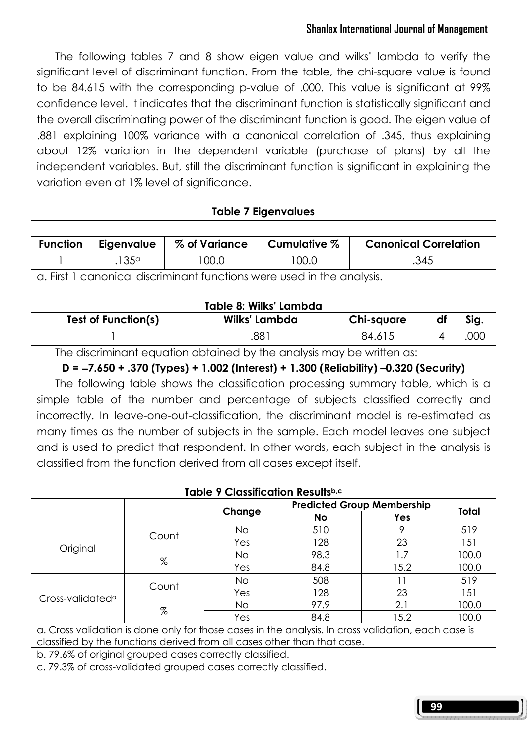The following tables 7 and 8 show eigen value and wilks' lambda to verify the significant level of discriminant function. From the table, the chi-square value is found to be 84.615 with the corresponding p-value of .000. This value is significant at 99% confidence level. It indicates that the discriminant function is statistically significant and the overall discriminating power of the discriminant function is good. The eigen value of .881 explaining 100% variance with a canonical correlation of .345, thus explaining about 12% variation in the dependent variable (purchase of plans) by all the independent variables. But, still the discriminant function is significant in explaining the variation even at 1% level of significance.

**Table 7 Eigenvalues**

| Function | Eigenvalue | % of Variance | Cumulative % | Canonical Correlation |
|---|---|---|---|---|
| 1 | .135[a] | 100.0 | 100.0 | .345 |
| a. First 1 canonical discriminant functions were used in the analysis. | | | | |

**Table 8: Wilks' Lambda**

| Test of Function(s) | Wilks' Lambda | Chi-square | df | Sig. |
|---|---|---|---|---|
| 1 | .881 | 84.615 | 4 | .000 |

The discriminant equation obtained by the analysis may be written as:

**D = –7.650 + .370 (Types) + 1.002 (Interest) + 1.300 (Reliability) –0.320 (Security)**

The following table shows the classification processing summary table, which is a simple table of the number and percentage of subjects classified correctly and incorrectly. In leave-one-out-classification, the discriminant model is re-estimated as many times as the number of subjects in the sample. Each model leaves one subject and is used to predict that respondent. In other words, each subject in the analysis is classified from the function derived from all cases except itself.

**Table 9 Classification Results[b,c]**

| | | Change | Predicted Group Membership | | Total |
|---|---|---|---|---|---|
| | | | No | Yes | |
| Original | Count | No | 510 | 9 | 519 |
| | | Yes | 128 | 23 | 151 |
| | % | No | 98.3 | 1.7 | 100.0 |
| | | Yes | 84.8 | 15.2 | 100.0 |
| Cross-validated[a] | Count | No | 508 | 11 | 519 |
| | | Yes | 128 | 23 | 151 |
| | % | No | 97.9 | 2.1 | 100.0 |
| | | Yes | 84.8 | 15.2 | 100.0 |
| a. Cross validation is done only for those cases in the analysis. In cross validation, each case is classified by the functions derived from all cases other than that case. | | | | | |
| b. 79.6% of original grouped cases correctly classified. | | | | | |
| c. 79.3% of cross-validated grouped cases correctly classified. | | | | | |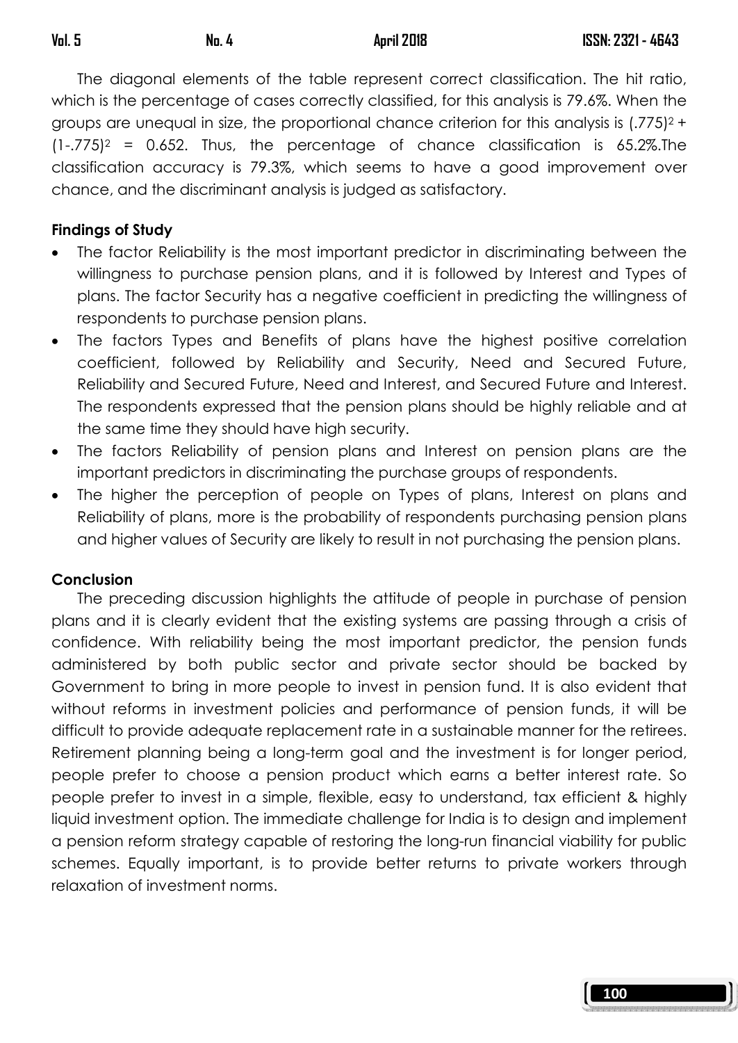The diagonal elements of the table represent correct classification. The hit ratio, which is the percentage of cases correctly classified, for this analysis is 79.6%. When the groups are unequal in size, the proportional chance criterion for this analysis is $(.775)^2 + (1-.775)^2 = 0.652$. Thus, the percentage of chance classification is 65.2%.The classification accuracy is 79.3%, which seems to have a good improvement over chance, and the discriminant analysis is judged as satisfactory.

**Findings of Study**

- The factor Reliability is the most important predictor in discriminating between the willingness to purchase pension plans, and it is followed by Interest and Types of plans. The factor Security has a negative coefficient in predicting the willingness of respondents to purchase pension plans.
- The factors Types and Benefits of plans have the highest positive correlation coefficient, followed by Reliability and Security, Need and Secured Future, Reliability and Secured Future, Need and Interest, and Secured Future and Interest. The respondents expressed that the pension plans should be highly reliable and at the same time they should have high security.
- The factors Reliability of pension plans and Interest on pension plans are the important predictors in discriminating the purchase groups of respondents.
- The higher the perception of people on Types of plans, Interest on plans and Reliability of plans, more is the probability of respondents purchasing pension plans and higher values of Security are likely to result in not purchasing the pension plans.

**Conclusion**

The preceding discussion highlights the attitude of people in purchase of pension plans and it is clearly evident that the existing systems are passing through a crisis of confidence. With reliability being the most important predictor, the pension funds administered by both public sector and private sector should be backed by Government to bring in more people to invest in pension fund. It is also evident that without reforms in investment policies and performance of pension funds, it will be difficult to provide adequate replacement rate in a sustainable manner for the retirees. Retirement planning being a long-term goal and the investment is for longer period, people prefer to choose a pension product which earns a better interest rate. So people prefer to invest in a simple, flexible, easy to understand, tax efficient & highly liquid investment option. The immediate challenge for India is to design and implement a pension reform strategy capable of restoring the long-run financial viability for public schemes. Equally important, is to provide better returns to private workers through relaxation of investment norms.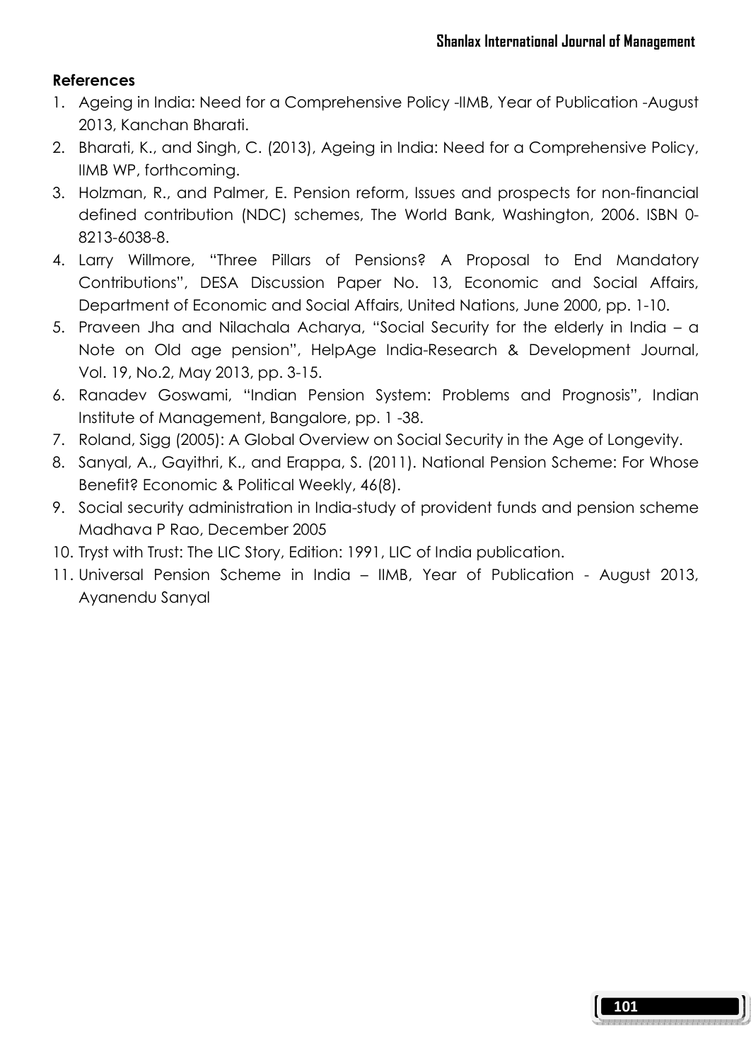**References**

1. Ageing in India: Need for a Comprehensive Policy -IIMB, Year of Publication -August 2013, Kanchan Bharati.
2. Bharati, K., and Singh, C. (2013), Ageing in India: Need for a Comprehensive Policy, IIMB WP, forthcoming.
3. Holzman, R., and Palmer, E. Pension reform, Issues and prospects for non-financial defined contribution (NDC) schemes, The World Bank, Washington, 2006. ISBN 0-8213-6038-8.
4. Larry Willmore, "Three Pillars of Pensions? A Proposal to End Mandatory Contributions", DESA Discussion Paper No. 13, Economic and Social Affairs, Department of Economic and Social Affairs, United Nations, June 2000, pp. 1-10.
5. Praveen Jha and Nilachala Acharya, "Social Security for the elderly in India – a Note on Old age pension", HelpAge India-Research & Development Journal, Vol. 19, No.2, May 2013, pp. 3-15.
6. Ranadev Goswami, "Indian Pension System: Problems and Prognosis", Indian Institute of Management, Bangalore, pp. 1 -38.
7. Roland, Sigg (2005): A Global Overview on Social Security in the Age of Longevity.
8. Sanyal, A., Gayithri, K., and Erappa, S. (2011). National Pension Scheme: For Whose Benefit? Economic & Political Weekly, 46(8).
9. Social security administration in India-study of provident funds and pension scheme Madhava P Rao, December 2005
10. Tryst with Trust: The LIC Story, Edition: 1991, LIC of India publication.
11. Universal Pension Scheme in India – IIMB, Year of Publication - August 2013, Ayanendu Sanyal